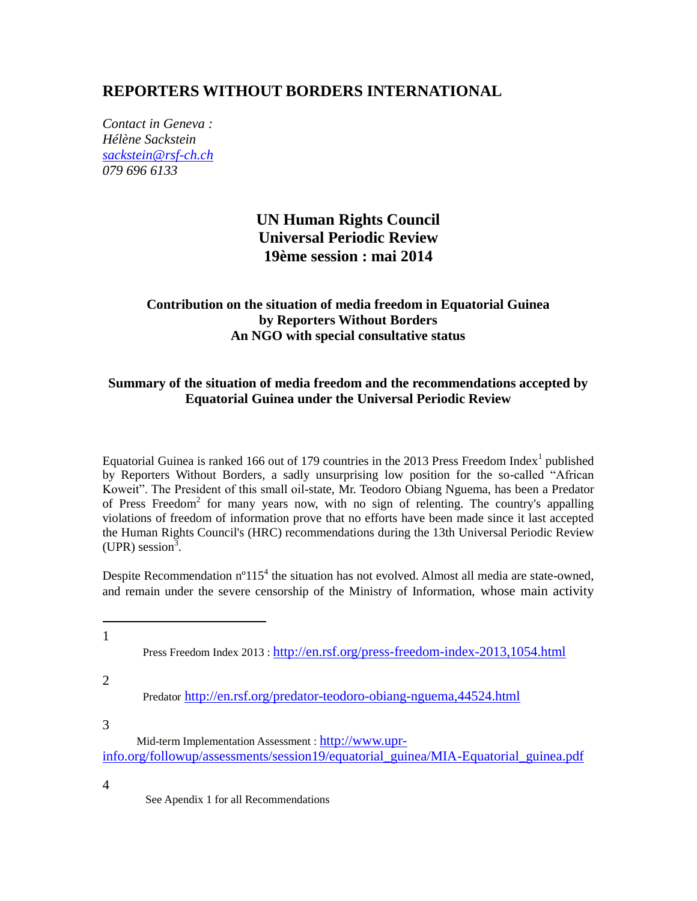## REPORTERS WITHOUT BORDERS INTERNATIONAL

*Contact in Geneva :*
*Hélène Sackstein*
*sackstein@rsf-ch.ch*
*079 696 6133*

**UN Human Rights Council**
**Universal Periodic Review**
**19ème session : mai 2014**

**Contribution on the situation of media freedom in Equatorial Guinea**
**by Reporters Without Borders**
**An NGO with special consultative status**

**Summary of the situation of media freedom and the recommendations accepted by Equatorial Guinea under the Universal Periodic Review**

Equatorial Guinea is ranked 166 out of 179 countries in the 2013 Press Freedom Index[1] published by Reporters Without Borders, a sadly unsurprising low position for the so-called "African Koweit". The President of this small oil-state, Mr. Teodoro Obiang Nguema, has been a Predator of Press Freedom[2] for many years now, with no sign of relenting. The country's appalling violations of freedom of information prove that no efforts have been made since it last accepted the Human Rights Council's (HRC) recommendations during the 13th Universal Periodic Review (UPR) session[3].

Despite Recommendation nº115[4] the situation has not evolved. Almost all media are state-owned, and remain under the severe censorship of the Ministry of Information, whose main activity

---

1 Press Freedom Index 2013 : http://en.rsf.org/press-freedom-index-2013,1054.html

2 Predator http://en.rsf.org/predator-teodoro-obiang-nguema,44524.html

3 Mid-term Implementation Assessment : http://www.upr-info.org/followup/assessments/session19/equatorial_guinea/MIA-Equatorial_guinea.pdf

4 See Apendix 1 for all Recommendations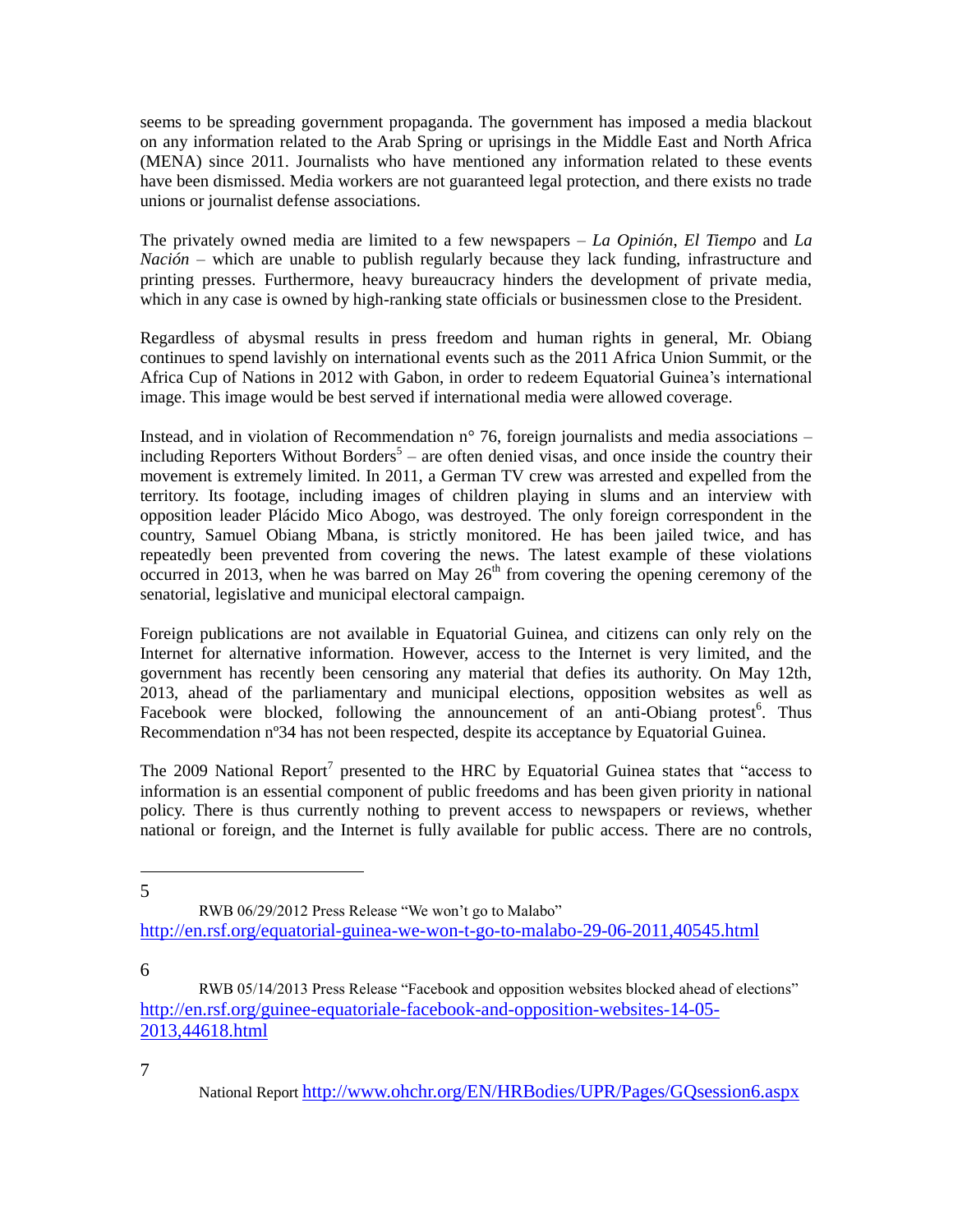seems to be spreading government propaganda. The government has imposed a media blackout on any information related to the Arab Spring or uprisings in the Middle East and North Africa (MENA) since 2011. Journalists who have mentioned any information related to these events have been dismissed. Media workers are not guaranteed legal protection, and there exists no trade unions or journalist defense associations.

The privately owned media are limited to a few newspapers – *La Opinión*, *El Tiempo* and *La Nación* – which are unable to publish regularly because they lack funding, infrastructure and printing presses. Furthermore, heavy bureaucracy hinders the development of private media, which in any case is owned by high-ranking state officials or businessmen close to the President.

Regardless of abysmal results in press freedom and human rights in general, Mr. Obiang continues to spend lavishly on international events such as the 2011 Africa Union Summit, or the Africa Cup of Nations in 2012 with Gabon, in order to redeem Equatorial Guinea's international image. This image would be best served if international media were allowed coverage.

Instead, and in violation of Recommendation n° 76, foreign journalists and media associations – including Reporters Without Borders[5] – are often denied visas, and once inside the country their movement is extremely limited. In 2011, a German TV crew was arrested and expelled from the territory. Its footage, including images of children playing in slums and an interview with opposition leader Plácido Mico Abogo, was destroyed. The only foreign correspondent in the country, Samuel Obiang Mbana, is strictly monitored. He has been jailed twice, and has repeatedly been prevented from covering the news. The latest example of these violations occurred in 2013, when he was barred on May 26th from covering the opening ceremony of the senatorial, legislative and municipal electoral campaign.

Foreign publications are not available in Equatorial Guinea, and citizens can only rely on the Internet for alternative information. However, access to the Internet is very limited, and the government has recently been censoring any material that defies its authority. On May 12th, 2013, ahead of the parliamentary and municipal elections, opposition websites as well as Facebook were blocked, following the announcement of an anti-Obiang protest[6]. Thus Recommendation nº34 has not been respected, despite its acceptance by Equatorial Guinea.

The 2009 National Report[7] presented to the HRC by Equatorial Guinea states that "access to information is an essential component of public freedoms and has been given priority in national policy. There is thus currently nothing to prevent access to newspapers or reviews, whether national or foreign, and the Internet is fully available for public access. There are no controls,

---

5 RWB 06/29/2012 Press Release "We won't go to Malabo" http://en.rsf.org/equatorial-guinea-we-won-t-go-to-malabo-29-06-2011,40545.html

6 RWB 05/14/2013 Press Release "Facebook and opposition websites blocked ahead of elections" http://en.rsf.org/guinee-equatoriale-facebook-and-opposition-websites-14-05-2013,44618.html

7 National Report http://www.ohchr.org/EN/HRBodies/UPR/Pages/GQsession6.aspx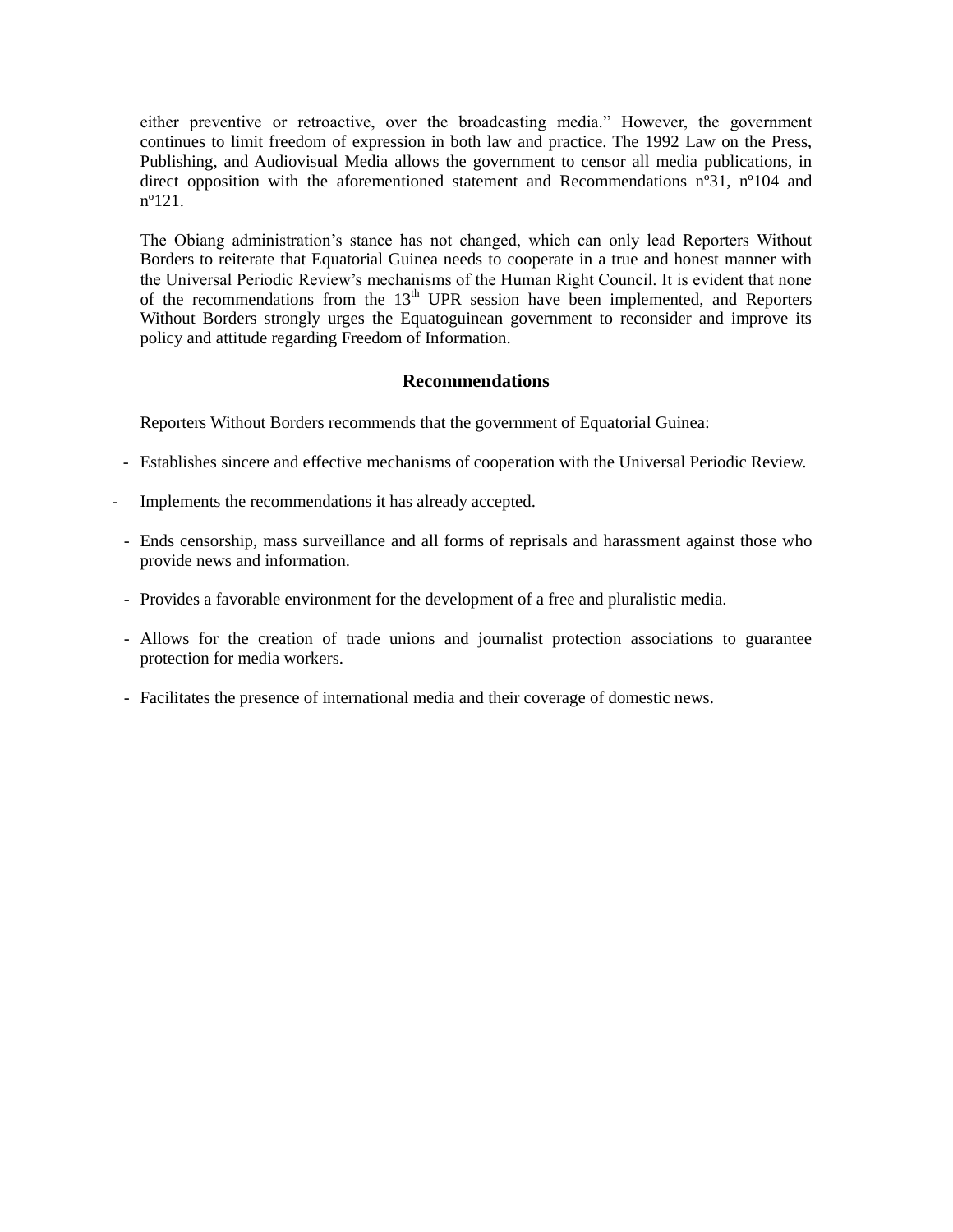either preventive or retroactive, over the broadcasting media." However, the government continues to limit freedom of expression in both law and practice. The 1992 Law on the Press, Publishing, and Audiovisual Media allows the government to censor all media publications, in direct opposition with the aforementioned statement and Recommendations nº31, nº104 and nº121.

The Obiang administration's stance has not changed, which can only lead Reporters Without Borders to reiterate that Equatorial Guinea needs to cooperate in a true and honest manner with the Universal Periodic Review's mechanisms of the Human Right Council. It is evident that none of the recommendations from the 13th UPR session have been implemented, and Reporters Without Borders strongly urges the Equatoguinean government to reconsider and improve its policy and attitude regarding Freedom of Information.

## Recommendations

Reporters Without Borders recommends that the government of Equatorial Guinea:

- Establishes sincere and effective mechanisms of cooperation with the Universal Periodic Review.
- Implements the recommendations it has already accepted.
- Ends censorship, mass surveillance and all forms of reprisals and harassment against those who provide news and information.
- Provides a favorable environment for the development of a free and pluralistic media.
- Allows for the creation of trade unions and journalist protection associations to guarantee protection for media workers.
- Facilitates the presence of international media and their coverage of domestic news.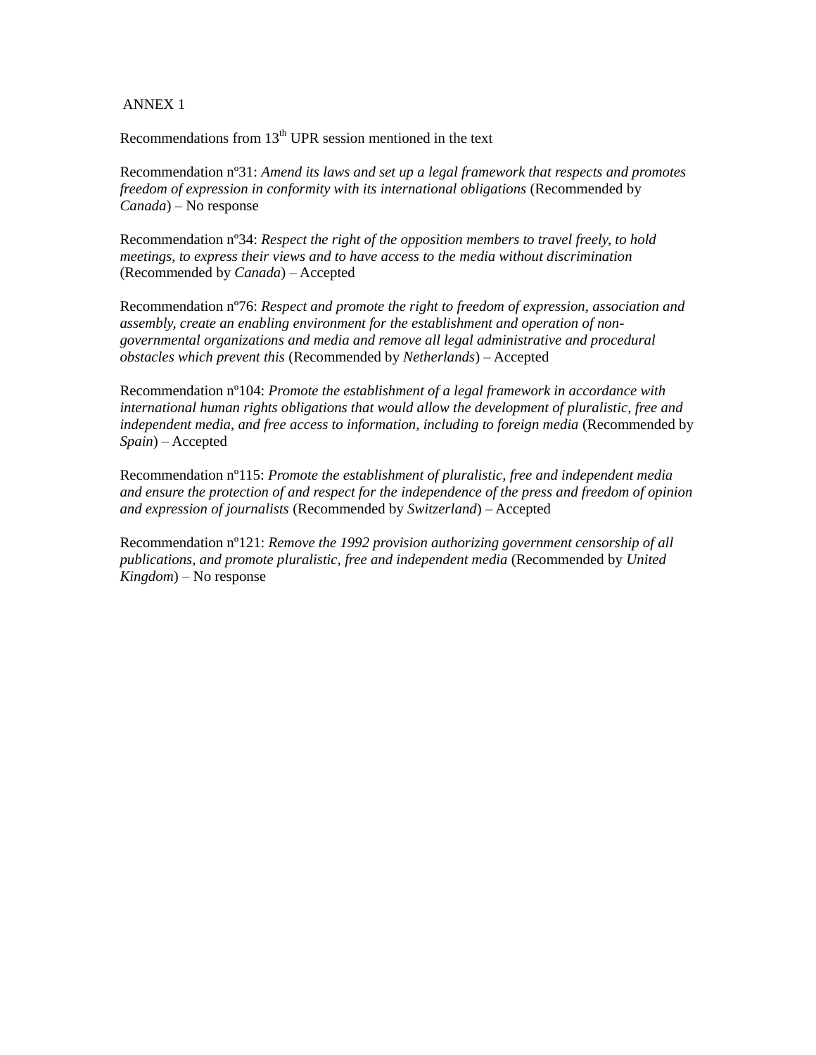ANNEX 1

Recommendations from 13$^{th}$ UPR session mentioned in the text

Recommendation nº31: *Amend its laws and set up a legal framework that respects and promotes freedom of expression in conformity with its international obligations* (Recommended by *Canada*) – No response

Recommendation nº34: *Respect the right of the opposition members to travel freely, to hold meetings, to express their views and to have access to the media without discrimination* (Recommended by *Canada*) – Accepted

Recommendation nº76: *Respect and promote the right to freedom of expression, association and assembly, create an enabling environment for the establishment and operation of non-governmental organizations and media and remove all legal administrative and procedural obstacles which prevent this* (Recommended by *Netherlands*) – Accepted

Recommendation nº104: *Promote the establishment of a legal framework in accordance with international human rights obligations that would allow the development of pluralistic, free and independent media, and free access to information, including to foreign media* (Recommended by *Spain*) – Accepted

Recommendation nº115: *Promote the establishment of pluralistic, free and independent media and ensure the protection of and respect for the independence of the press and freedom of opinion and expression of journalists* (Recommended by *Switzerland*) – Accepted

Recommendation nº121: *Remove the 1992 provision authorizing government censorship of all publications, and promote pluralistic, free and independent media* (Recommended by *United Kingdom*) – No response